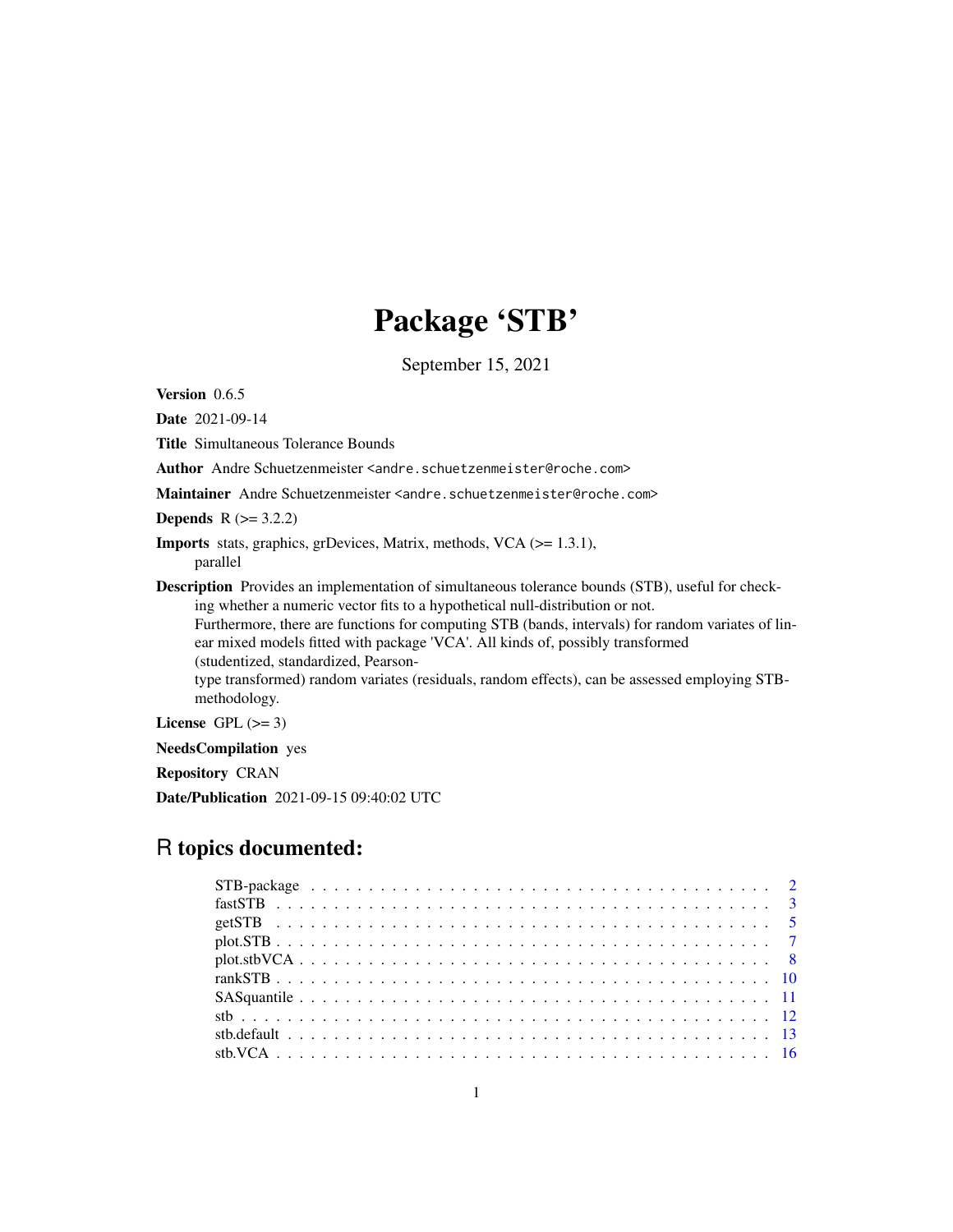# Package 'STB'

September 15, 2021

**Version** 0.6.5

**Date** 2021-09-14

**Title** Simultaneous Tolerance Bounds

**Author** Andre Schuetzenmeister <andre.schuetzenmeister@roche.com>

**Maintainer** Andre Schuetzenmeister <andre.schuetzenmeister@roche.com>

**Depends** R (>= 3.2.2)

**Imports** stats, graphics, grDevices, Matrix, methods, VCA (>= 1.3.1), parallel

**Description** Provides an implementation of simultaneous tolerance bounds (STB), useful for checking whether a numeric vector fits to a hypothetical null-distribution or not.
Furthermore, there are functions for computing STB (bands, intervals) for random variates of linear mixed models fitted with package 'VCA'. All kinds of, possibly transformed (studentized, standardized, Pearson-type transformed) random variates (residuals, random effects), can be assessed employing STB-methodology.

**License** GPL (>= 3)

**NeedsCompilation** yes

**Repository** CRAN

**Date/Publication** 2021-09-15 09:40:02 UTC

## R topics documented:

- STB-package . . . . . . . . . . . . . . . . . . . . . . . . . . . . . . . . . . . . 2
- fastSTB . . . . . . . . . . . . . . . . . . . . . . . . . . . . . . . . . . . . . . . 3
- getSTB . . . . . . . . . . . . . . . . . . . . . . . . . . . . . . . . . . . . . . . 5
- plot.STB . . . . . . . . . . . . . . . . . . . . . . . . . . . . . . . . . . . . . . 7
- plot.stbVCA . . . . . . . . . . . . . . . . . . . . . . . . . . . . . . . . . . . . 8
- rankSTB . . . . . . . . . . . . . . . . . . . . . . . . . . . . . . . . . . . . . . 10
- SASquantile . . . . . . . . . . . . . . . . . . . . . . . . . . . . . . . . . . . . 11
- stb . . . . . . . . . . . . . . . . . . . . . . . . . . . . . . . . . . . . . . . . . 12
- stb.default . . . . . . . . . . . . . . . . . . . . . . . . . . . . . . . . . . . . . 13
- stb.VCA . . . . . . . . . . . . . . . . . . . . . . . . . . . . . . . . . . . . . . 16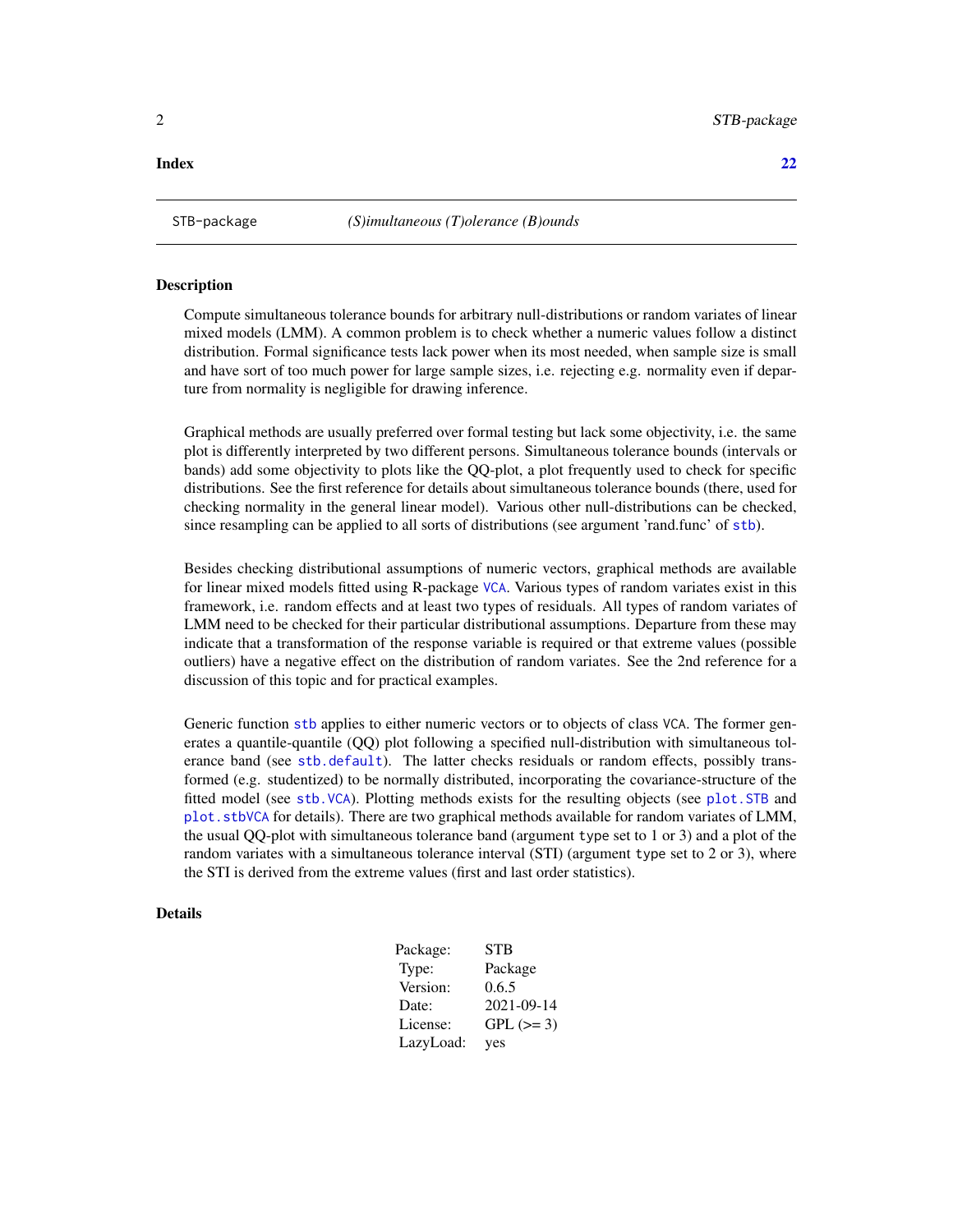**Index** **22**

---

STB-package *(S)imultaneous (T)olerance (B)ounds*

---

## Description

Compute simultaneous tolerance bounds for arbitrary null-distributions or random variates of linear mixed models (LMM). A common problem is to check whether a numeric values follow a distinct distribution. Formal significance tests lack power when its most needed, when sample size is small and have sort of too much power for large sample sizes, i.e. rejecting e.g. normality even if departure from normality is negligible for drawing inference.

Graphical methods are usually preferred over formal testing but lack some objectivity, i.e. the same plot is differently interpreted by two different persons. Simultaneous tolerance bounds (intervals or bands) add some objectivity to plots like the QQ-plot, a plot frequently used to check for specific distributions. See the first reference for details about simultaneous tolerance bounds (there, used for checking normality in the general linear model). Various other null-distributions can be checked, since resampling can be applied to all sorts of distributions (see argument 'rand.func' of `stb`).

Besides checking distributional assumptions of numeric vectors, graphical methods are available for linear mixed models fitted using R-package `VCA`. Various types of random variates exist in this framework, i.e. random effects and at least two types of residuals. All types of random variates of LMM need to be checked for their particular distributional assumptions. Departure from these may indicate that a transformation of the response variable is required or that extreme values (possible outliers) have a negative effect on the distribution of random variates. See the 2nd reference for a discussion of this topic and for practical examples.

Generic function `stb` applies to either numeric vectors or to objects of class `VCA`. The former generates a quantile-quantile (QQ) plot following a specified null-distribution with simultaneous tolerance band (see `stb.default`). The latter checks residuals or random effects, possibly transformed (e.g. studentized) to be normally distributed, incorporating the covariance-structure of the fitted model (see `stb.VCA`). Plotting methods exists for the resulting objects (see `plot.STB` and `plot.stbVCA` for details). There are two graphical methods available for random variates of LMM, the usual QQ-plot with simultaneous tolerance band (argument `type` set to 1 or 3) and a plot of the random variates with a simultaneous tolerance interval (STI) (argument `type` set to 2 or 3), where the STI is derived from the extreme values (first and last order statistics).

## Details

| | |
|---|---|
| Package: | STB |
| Type: | Package |
| Version: | 0.6.5 |
| Date: | 2021-09-14 |
| License: | GPL (>= 3) |
| LazyLoad: | yes |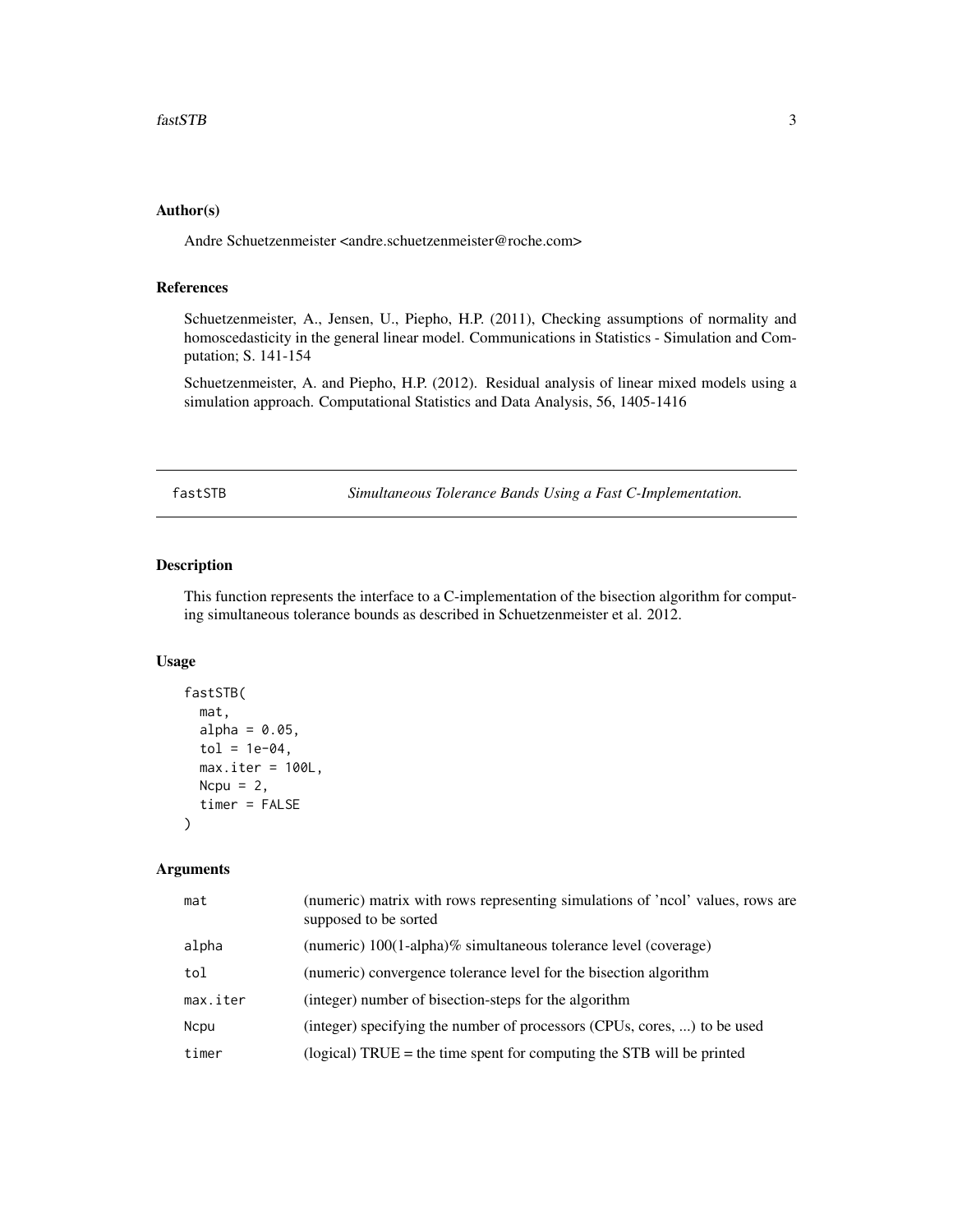### Author(s)

Andre Schuetzenmeister <andre.schuetzenmeister@roche.com>

### References

Schuetzenmeister, A., Jensen, U., Piepho, H.P. (2011), Checking assumptions of normality and homoscedasticity in the general linear model. Communications in Statistics - Simulation and Computation; S. 141-154

Schuetzenmeister, A. and Piepho, H.P. (2012). Residual analysis of linear mixed models using a simulation approach. Computational Statistics and Data Analysis, 56, 1405-1416

---

## fastSTB — *Simultaneous Tolerance Bands Using a Fast C-Implementation.*

### Description

This function represents the interface to a C-implementation of the bisection algorithm for computing simultaneous tolerance bounds as described in Schuetzenmeister et al. 2012.

### Usage

```
fastSTB(
  mat,
  alpha = 0.05,
  tol = 1e-04,
  max.iter = 100L,
  Ncpu = 2,
  timer = FALSE
)
```

### Arguments

| | |
|---|---|
| mat | (numeric) matrix with rows representing simulations of 'ncol' values, rows are supposed to be sorted |
| alpha | (numeric) 100(1-alpha)% simultaneous tolerance level (coverage) |
| tol | (numeric) convergence tolerance level for the bisection algorithm |
| max.iter | (integer) number of bisection-steps for the algorithm |
| Ncpu | (integer) specifying the number of processors (CPUs, cores, ...) to be used |
| timer | (logical) TRUE = the time spent for computing the STB will be printed |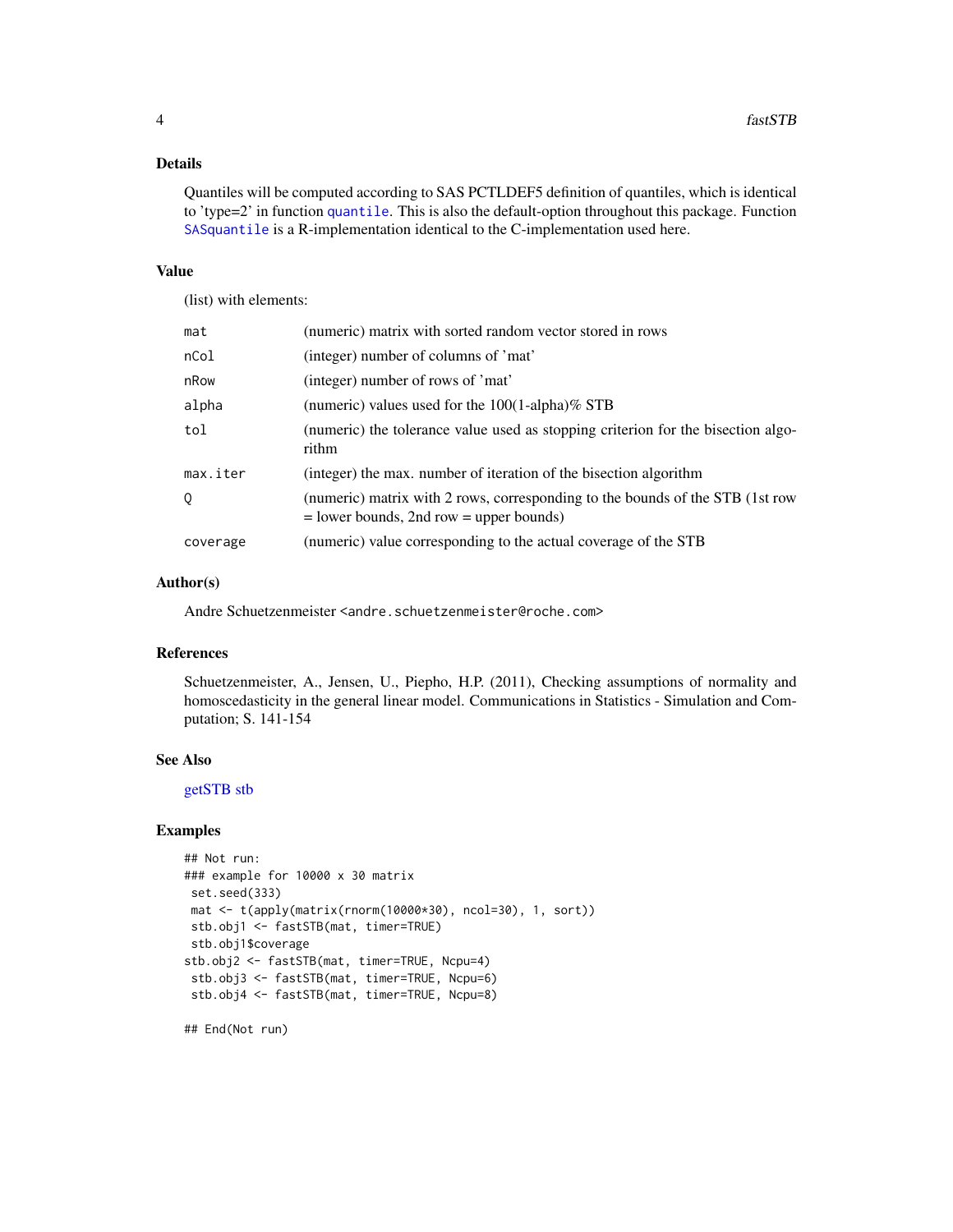### Details

Quantiles will be computed according to SAS PCTLDEF5 definition of quantiles, which is identical to 'type=2' in function `quantile`. This is also the default-option throughout this package. Function `SASquantile` is a R-implementation identical to the C-implementation used here.

### Value

(list) with elements:

| | |
|---|---|
| `mat` | (numeric) matrix with sorted random vector stored in rows |
| `nCol` | (integer) number of columns of 'mat' |
| `nRow` | (integer) number of rows of 'mat' |
| `alpha` | (numeric) values used for the 100(1-alpha)% STB |
| `tol` | (numeric) the tolerance value used as stopping criterion for the bisection algorithm |
| `max.iter` | (integer) the max. number of iteration of the bisection algorithm |
| `Q` | (numeric) matrix with 2 rows, corresponding to the bounds of the STB (1st row = lower bounds, 2nd row = upper bounds) |
| `coverage` | (numeric) value corresponding to the actual coverage of the STB |

### Author(s)

Andre Schuetzenmeister <andre.schuetzenmeister@roche.com>

### References

Schuetzenmeister, A., Jensen, U., Piepho, H.P. (2011), Checking assumptions of normality and homoscedasticity in the general linear model. Communications in Statistics - Simulation and Computation; S. 141-154

### See Also

getSTB stb

### Examples

```
## Not run:
### example for 10000 x 30 matrix
 set.seed(333)
 mat <- t(apply(matrix(rnorm(10000*30), ncol=30), 1, sort))
 stb.obj1 <- fastSTB(mat, timer=TRUE)
 stb.obj1$coverage
stb.obj2 <- fastSTB(mat, timer=TRUE, Ncpu=4)
 stb.obj3 <- fastSTB(mat, timer=TRUE, Ncpu=6)
 stb.obj4 <- fastSTB(mat, timer=TRUE, Ncpu=8)

## End(Not run)
```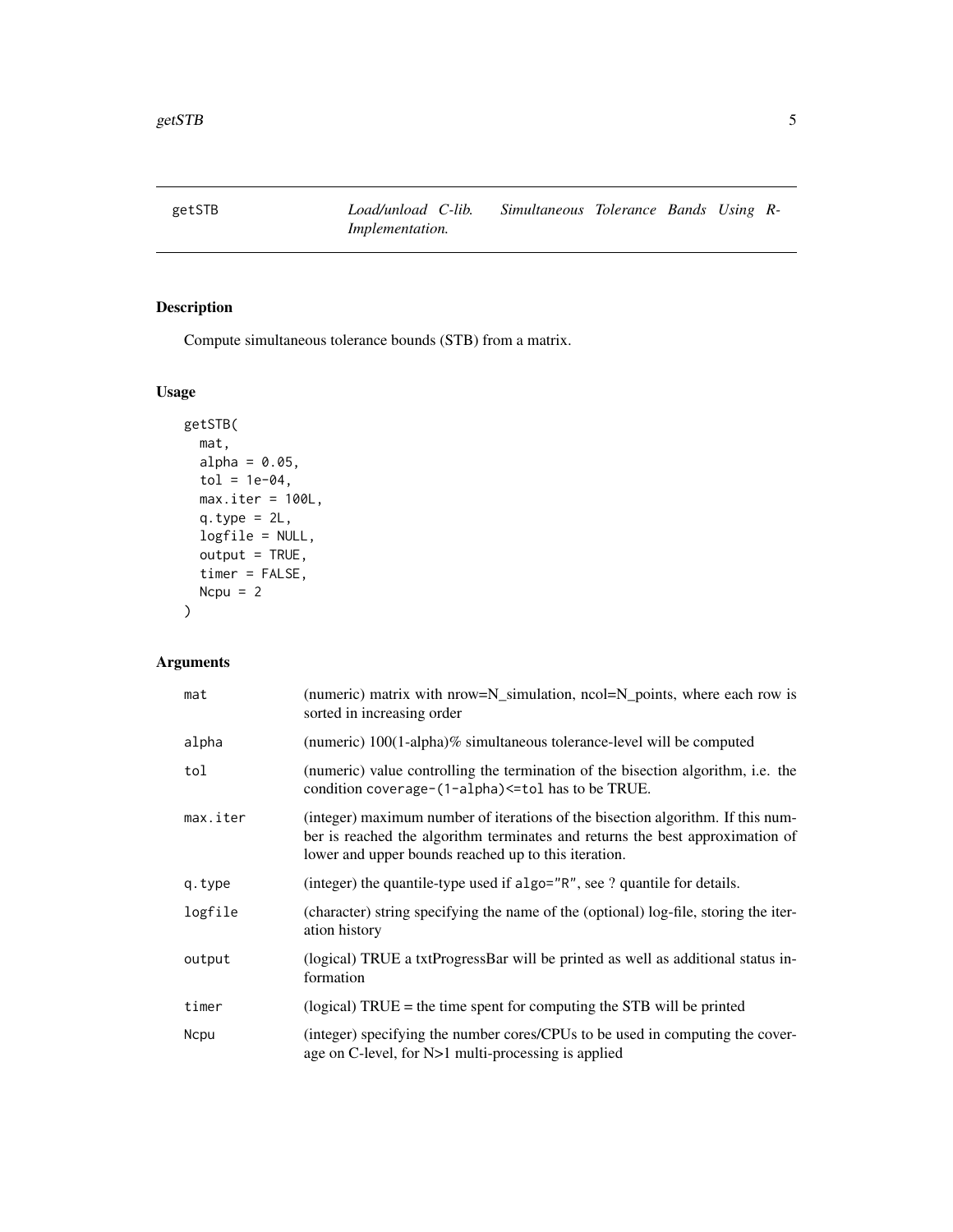# getSTB — *Load/unload C-lib. Simultaneous Tolerance Bands Using R-Implementation.*

## Description

Compute simultaneous tolerance bounds (STB) from a matrix.

## Usage

```
getSTB(
  mat,
  alpha = 0.05,
  tol = 1e-04,
  max.iter = 100L,
  q.type = 2L,
  logfile = NULL,
  output = TRUE,
  timer = FALSE,
  Ncpu = 2
)
```

## Arguments

| | |
|---|---|
| `mat` | (numeric) matrix with nrow=N_simulation, ncol=N_points, where each row is sorted in increasing order |
| `alpha` | (numeric) 100(1-alpha)% simultaneous tolerance-level will be computed |
| `tol` | (numeric) value controlling the termination of the bisection algorithm, i.e. the condition `coverage-(1-alpha)<=tol` has to be TRUE. |
| `max.iter` | (integer) maximum number of iterations of the bisection algorithm. If this number is reached the algorithm terminates and returns the best approximation of lower and upper bounds reached up to this iteration. |
| `q.type` | (integer) the quantile-type used if `algo="R"`, see ? quantile for details. |
| `logfile` | (character) string specifying the name of the (optional) log-file, storing the iteration history |
| `output` | (logical) TRUE a txtProgressBar will be printed as well as additional status information |
| `timer` | (logical) TRUE = the time spent for computing the STB will be printed |
| `Ncpu` | (integer) specifying the number cores/CPUs to be used in computing the coverage on C-level, for N>1 multi-processing is applied |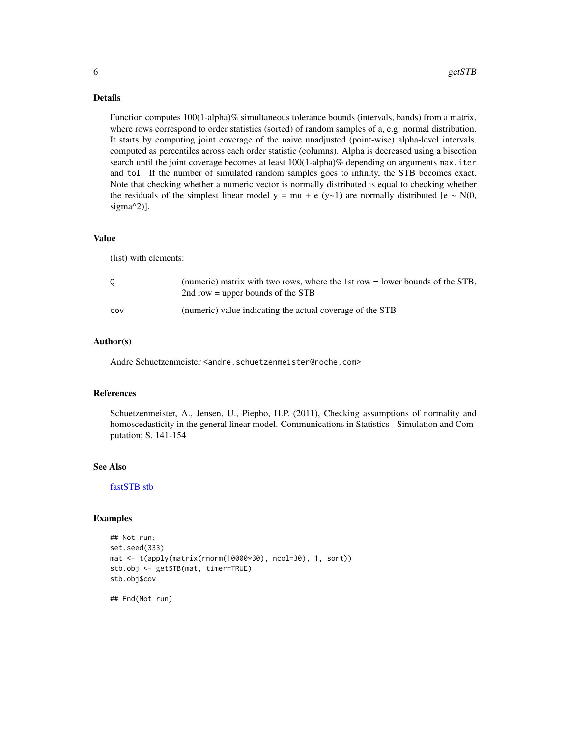## Details

Function computes 100(1-alpha)% simultaneous tolerance bounds (intervals, bands) from a matrix, where rows correspond to order statistics (sorted) of random samples of a, e.g. normal distribution. It starts by computing joint coverage of the naive unadjusted (point-wise) alpha-level intervals, computed as percentiles across each order statistic (columns). Alpha is decreased using a bisection search until the joint coverage becomes at least 100(1-alpha)% depending on arguments `max.iter` and `tol`. If the number of simulated random samples goes to infinity, the STB becomes exact. Note that checking whether a numeric vector is normally distributed is equal to checking whether the residuals of the simplest linear model y = mu + e (y~1) are normally distributed [e ~ N(0, sigma^2)].

## Value

(list) with elements:

| | |
|---|---|
| `Q` | (numeric) matrix with two rows, where the 1st row = lower bounds of the STB, 2nd row = upper bounds of the STB |
| `cov` | (numeric) value indicating the actual coverage of the STB |

## Author(s)

Andre Schuetzenmeister <andre.schuetzenmeister@roche.com>

## References

Schuetzenmeister, A., Jensen, U., Piepho, H.P. (2011), Checking assumptions of normality and homoscedasticity in the general linear model. Communications in Statistics - Simulation and Computation; S. 141-154

## See Also

fastSTB stb

## Examples

```
## Not run:
set.seed(333)
mat <- t(apply(matrix(rnorm(10000*30), ncol=30), 1, sort))
stb.obj <- getSTB(mat, timer=TRUE)
stb.obj$cov

## End(Not run)
```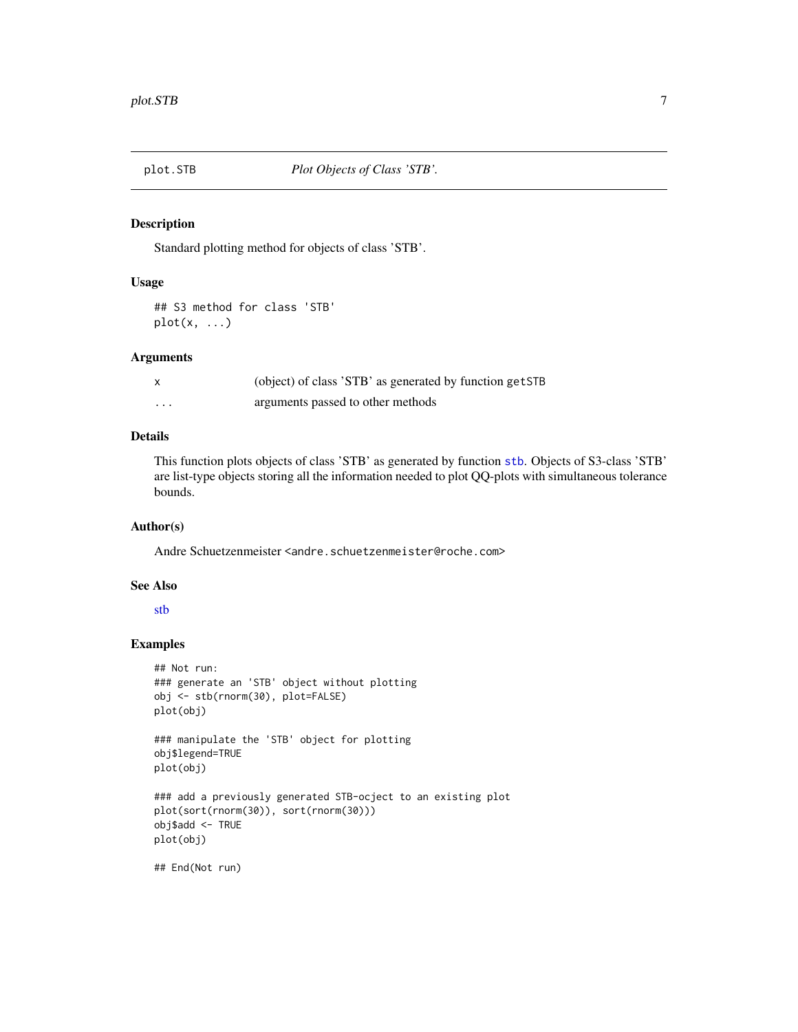plot.STB *Plot Objects of Class 'STB'.*

## Description

Standard plotting method for objects of class 'STB'.

## Usage

```
## S3 method for class 'STB'
plot(x, ...)
```

## Arguments

| | |
|---|---|
| x | (object) of class 'STB' as generated by function getSTB |
| ... | arguments passed to other methods |

## Details

This function plots objects of class 'STB' as generated by function stb. Objects of S3-class 'STB' are list-type objects storing all the information needed to plot QQ-plots with simultaneous tolerance bounds.

## Author(s)

Andre Schuetzenmeister <andre.schuetzenmeister@roche.com>

## See Also

stb

## Examples

```
## Not run:
### generate an 'STB' object without plotting
obj <- stb(rnorm(30), plot=FALSE)
plot(obj)

### manipulate the 'STB' object for plotting
obj$legend=TRUE
plot(obj)

### add a previously generated STB-ocject to an existing plot
plot(sort(rnorm(30)), sort(rnorm(30)))
obj$add <- TRUE
plot(obj)

## End(Not run)
```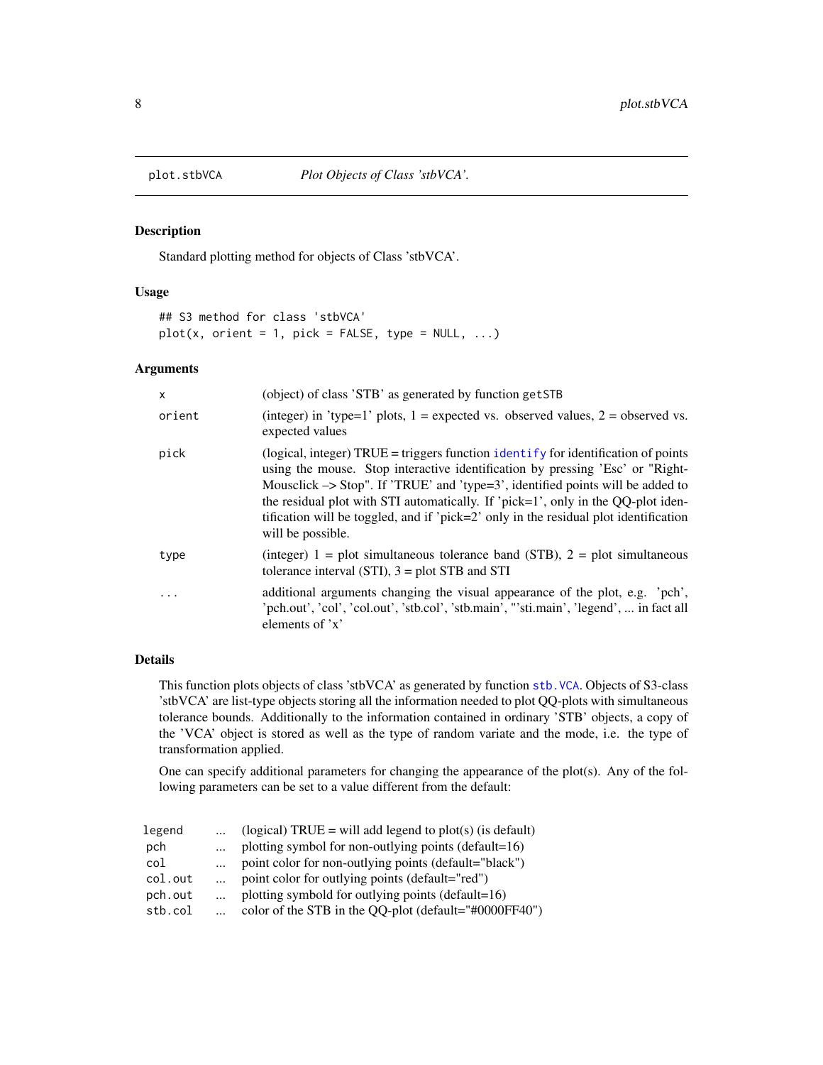## plot.stbVCA — *Plot Objects of Class 'stbVCA'.*

### Description

Standard plotting method for objects of Class 'stbVCA'.

### Usage

```
## S3 method for class 'stbVCA'
plot(x, orient = 1, pick = FALSE, type = NULL, ...)
```

### Arguments

| | |
|---|---|
| `x` | (object) of class 'STB' as generated by function `getSTB` |
| `orient` | (integer) in 'type=1' plots, 1 = expected vs. observed values, 2 = observed vs. expected values |
| `pick` | (logical, integer) TRUE = triggers function `identify` for identification of points using the mouse. Stop interactive identification by pressing 'Esc' or "Right-Mousclick –> Stop". If 'TRUE' and 'type=3', identified points will be added to the residual plot with STI automatically. If 'pick=1', only in the QQ-plot identification will be toggled, and if 'pick=2' only in the residual plot identification will be possible. |
| `type` | (integer) 1 = plot simultaneous tolerance band (STB), 2 = plot simultaneous tolerance interval (STI), 3 = plot STB and STI |
| `...` | additional arguments changing the visual appearance of the plot, e.g. 'pch', 'pch.out', 'col', 'col.out', 'stb.col', 'stb.main', "'sti.main', 'legend', ... in fact all elements of 'x' |

### Details

This function plots objects of class 'stbVCA' as generated by function `stb.VCA`. Objects of S3-class 'stbVCA' are list-type objects storing all the information needed to plot QQ-plots with simultaneous tolerance bounds. Additionally to the information contained in ordinary 'STB' objects, a copy of the 'VCA' object is stored as well as the type of random variate and the mode, i.e. the type of transformation applied.

One can specify additional parameters for changing the appearance of the plot(s). Any of the following parameters can be set to a value different from the default:

| | | |
|---|---|---|
| `legend` | ... | (logical) TRUE = will add legend to plot(s) (is default) |
| `pch` | ... | plotting symbol for non-outlying points (default=16) |
| `col` | ... | point color for non-outlying points (default="black") |
| `col.out` | ... | point color for outlying points (default="red") |
| `pch.out` | ... | plotting symbold for outlying points (default=16) |
| `stb.col` | ... | color of the STB in the QQ-plot (default="#0000FF40") |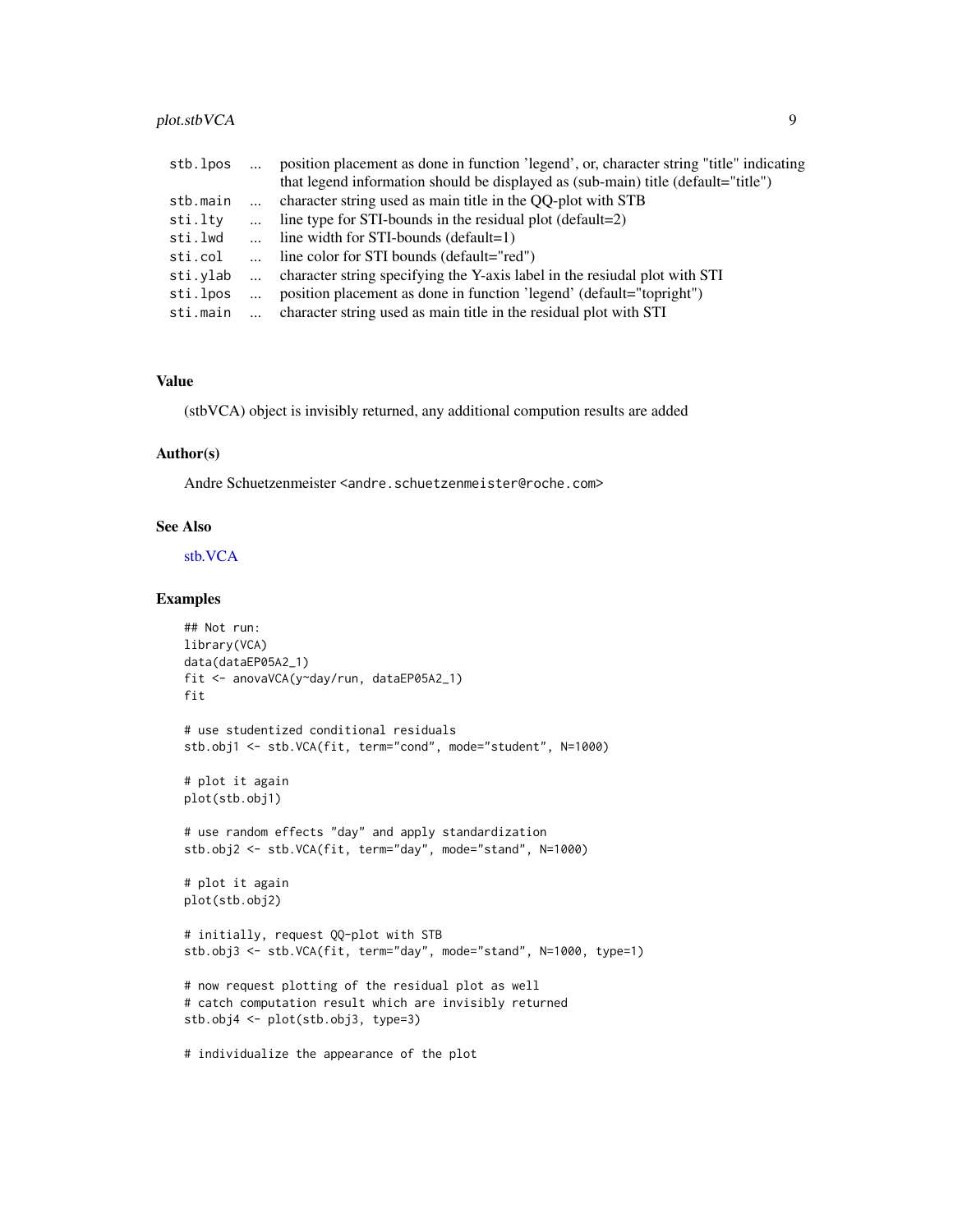| | | |
|---|---|---|
| stb.lpos | ... | position placement as done in function 'legend', or, character string "title" indicating that legend information should be displayed as (sub-main) title (default="title") |
| stb.main | ... | character string used as main title in the QQ-plot with STB |
| sti.lty | ... | line type for STI-bounds in the residual plot (default=2) |
| sti.lwd | ... | line width for STI-bounds (default=1) |
| sti.col | ... | line color for STI bounds (default="red") |
| sti.ylab | ... | character string specifying the Y-axis label in the resiudal plot with STI |
| sti.lpos | ... | position placement as done in function 'legend' (default="topright") |
| sti.main | ... | character string used as main title in the residual plot with STI |

## Value

(stbVCA) object is invisibly returned, any additional compution results are added

## Author(s)

Andre Schuetzenmeister <andre.schuetzenmeister@roche.com>

## See Also

stb.VCA

## Examples

```
## Not run:
library(VCA)
data(dataEP05A2_1)
fit <- anovaVCA(y~day/run, dataEP05A2_1)
fit

# use studentized conditional residuals
stb.obj1 <- stb.VCA(fit, term="cond", mode="student", N=1000)

# plot it again
plot(stb.obj1)

# use random effects "day" and apply standardization
stb.obj2 <- stb.VCA(fit, term="day", mode="stand", N=1000)

# plot it again
plot(stb.obj2)

# initially, request QQ-plot with STB
stb.obj3 <- stb.VCA(fit, term="day", mode="stand", N=1000, type=1)

# now request plotting of the residual plot as well
# catch computation result which are invisibly returned
stb.obj4 <- plot(stb.obj3, type=3)

# individualize the appearance of the plot
```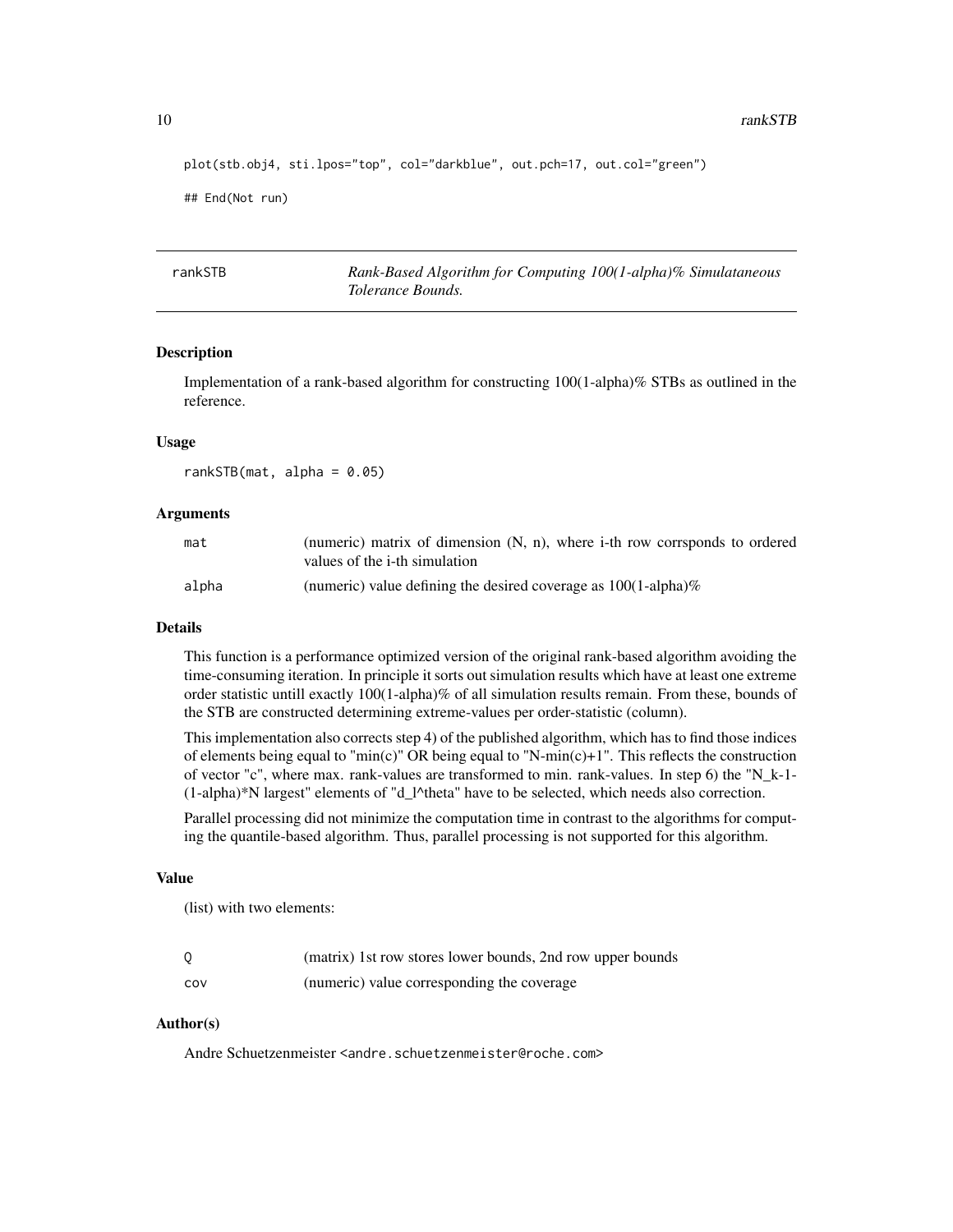```
plot(stb.obj4, sti.lpos="top", col="darkblue", out.pch=17, out.col="green")

## End(Not run)
```

---

## rankSTB — *Rank-Based Algorithm for Computing 100(1-alpha)% Simulataneous Tolerance Bounds.*

---

### Description

Implementation of a rank-based algorithm for constructing 100(1-alpha)% STBs as outlined in the reference.

### Usage

```
rankSTB(mat, alpha = 0.05)
```

### Arguments

| | |
|---|---|
| mat | (numeric) matrix of dimension (N, n), where i-th row corrsponds to ordered values of the i-th simulation |
| alpha | (numeric) value defining the desired coverage as 100(1-alpha)% |

### Details

This function is a performance optimized version of the original rank-based algorithm avoiding the time-consuming iteration. In principle it sorts out simulation results which have at least one extreme order statistic untill exactly 100(1-alpha)% of all simulation results remain. From these, bounds of the STB are constructed determining extreme-values per order-statistic (column).

This implementation also corrects step 4) of the published algorithm, which has to find those indices of elements being equal to "min(c)" OR being equal to "N-min(c)+1". This reflects the construction of vector "c", where max. rank-values are transformed to min. rank-values. In step 6) the "N_k-1-(1-alpha)*N largest" elements of "d_l^theta" have to be selected, which needs also correction.

Parallel processing did not minimize the computation time in contrast to the algorithms for computing the quantile-based algorithm. Thus, parallel processing is not supported for this algorithm.

### Value

(list) with two elements:

| | |
|---|---|
| Q | (matrix) 1st row stores lower bounds, 2nd row upper bounds |
| cov | (numeric) value corresponding the coverage |

### Author(s)

Andre Schuetzenmeister <andre.schuetzenmeister@roche.com>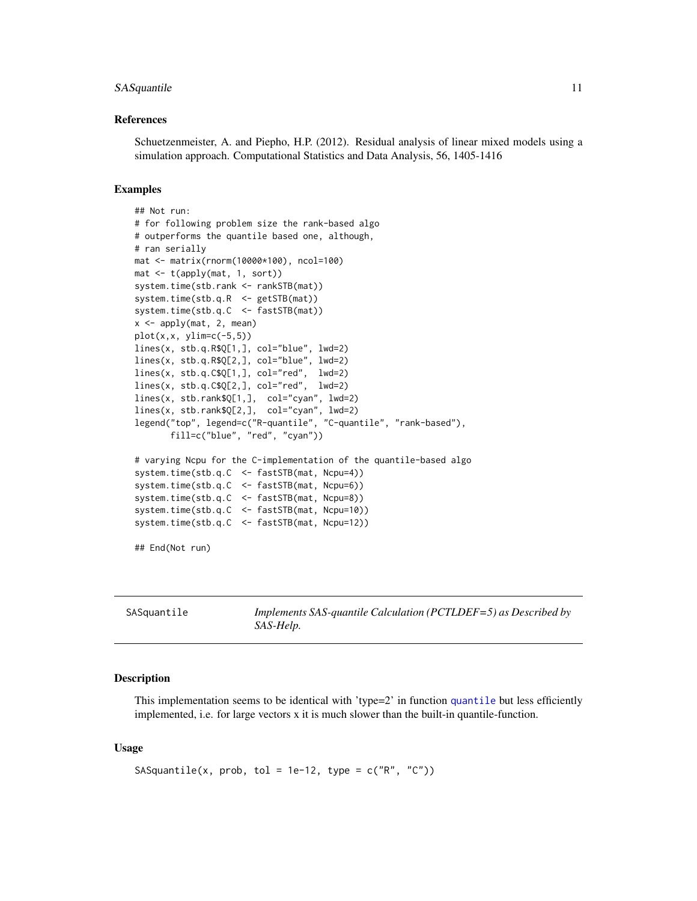### References

Schuetzenmeister, A. and Piepho, H.P. (2012). Residual analysis of linear mixed models using a simulation approach. Computational Statistics and Data Analysis, 56, 1405-1416

### Examples

```
## Not run:
# for following problem size the rank-based algo
# outperforms the quantile based one, although,
# ran serially
mat <- matrix(rnorm(10000*100), ncol=100)
mat <- t(apply(mat, 1, sort))
system.time(stb.rank <- rankSTB(mat))
system.time(stb.q.R  <- getSTB(mat))
system.time(stb.q.C  <- fastSTB(mat))
x <- apply(mat, 2, mean)
plot(x,x, ylim=c(-5,5))
lines(x, stb.q.R$Q[1,], col="blue", lwd=2)
lines(x, stb.q.R$Q[2,], col="blue", lwd=2)
lines(x, stb.q.C$Q[1,], col="red",  lwd=2)
lines(x, stb.q.C$Q[2,], col="red",  lwd=2)
lines(x, stb.rank$Q[1,],  col="cyan", lwd=2)
lines(x, stb.rank$Q[2,],  col="cyan", lwd=2)
legend("top", legend=c("R-quantile", "C-quantile", "rank-based"),
       fill=c("blue", "red", "cyan"))

# varying Ncpu for the C-implementation of the quantile-based algo
system.time(stb.q.C  <- fastSTB(mat, Ncpu=4))
system.time(stb.q.C  <- fastSTB(mat, Ncpu=6))
system.time(stb.q.C  <- fastSTB(mat, Ncpu=8))
system.time(stb.q.C  <- fastSTB(mat, Ncpu=10))
system.time(stb.q.C  <- fastSTB(mat, Ncpu=12))

## End(Not run)
```

---

## SASquantile — *Implements SAS-quantile Calculation (PCTLDEF=5) as Described by SAS-Help.*

### Description

This implementation seems to be identical with 'type=2' in function quantile but less efficiently implemented, i.e. for large vectors x it is much slower than the built-in quantile-function.

### Usage

```
SASquantile(x, prob, tol = 1e-12, type = c("R", "C"))
```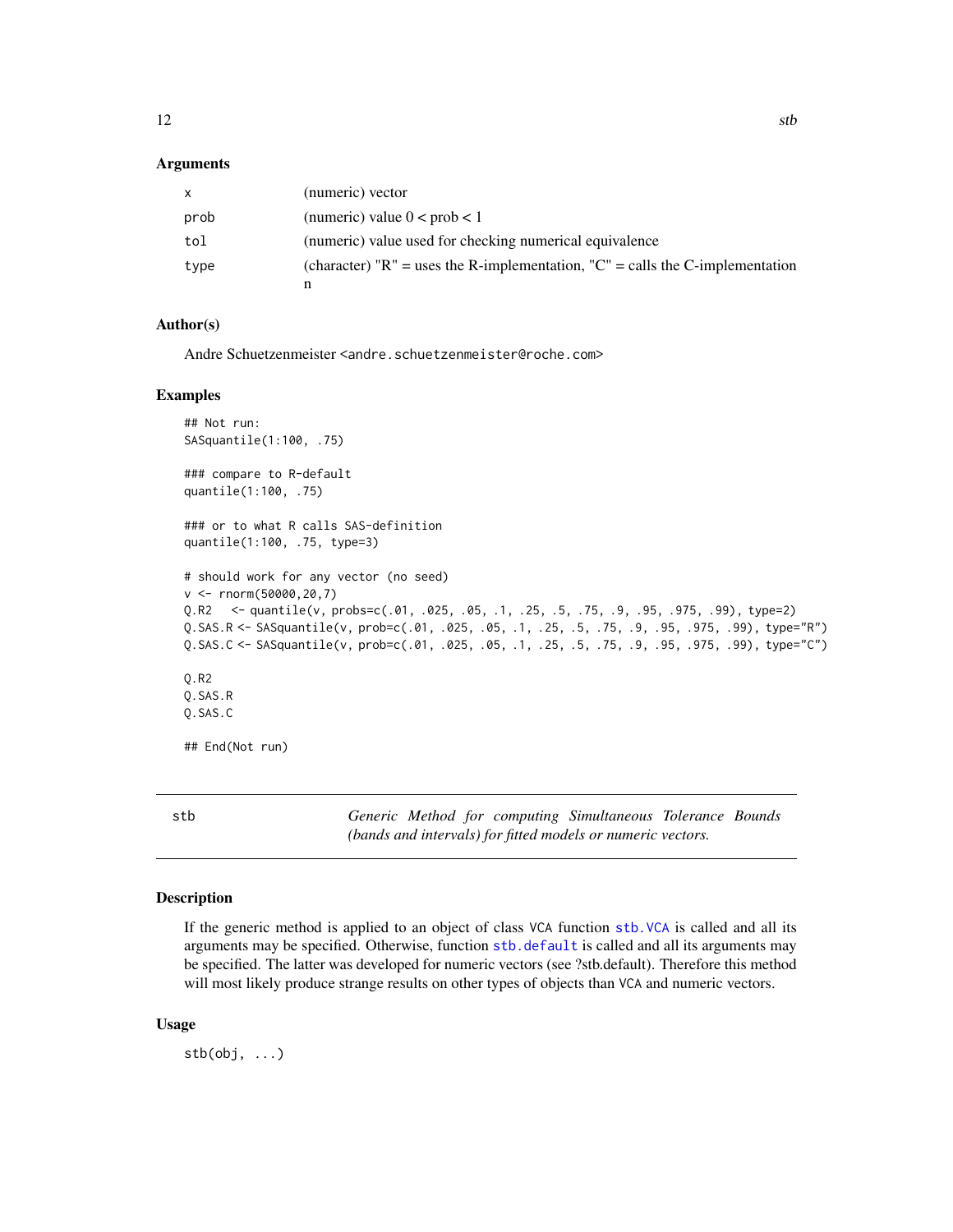### Arguments

| | |
|---|---|
| x | (numeric) vector |
| prob | (numeric) value 0 < prob < 1 |
| tol | (numeric) value used for checking numerical equivalence |
| type | (character) "R" = uses the R-implementation, "C" = calls the C-implementation n |

### Author(s)

Andre Schuetzenmeister <andre.schuetzenmeister@roche.com>

### Examples

```
## Not run:
SASquantile(1:100, .75)

### compare to R-default
quantile(1:100, .75)

### or to what R calls SAS-definition
quantile(1:100, .75, type=3)

# should work for any vector (no seed)
v <- rnorm(50000,20,7)
Q.R2   <- quantile(v, probs=c(.01, .025, .05, .1, .25, .5, .75, .9, .95, .975, .99), type=2)
Q.SAS.R <- SASquantile(v, prob=c(.01, .025, .05, .1, .25, .5, .75, .9, .95, .975, .99), type="R")
Q.SAS.C <- SASquantile(v, prob=c(.01, .025, .05, .1, .25, .5, .75, .9, .95, .975, .99), type="C")

Q.R2
Q.SAS.R
Q.SAS.C

## End(Not run)
```

---

## stb — *Generic Method for computing Simultaneous Tolerance Bounds (bands and intervals) for fitted models or numeric vectors.*

### Description

If the generic method is applied to an object of class VCA function stb.VCA is called and all its arguments may be specified. Otherwise, function stb.default is called and all its arguments may be specified. The latter was developed for numeric vectors (see ?stb.default). Therefore this method will most likely produce strange results on other types of objects than VCA and numeric vectors.

### Usage

```
stb(obj, ...)
```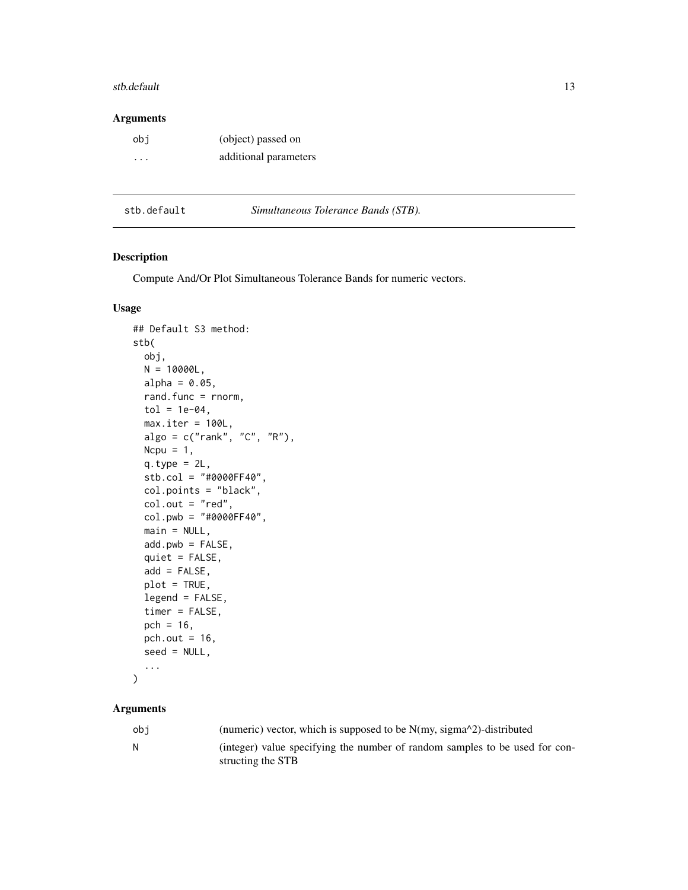### Arguments

| | |
|---|---|
| obj | (object) passed on |
| ... | additional parameters |

---

## stb.default — *Simultaneous Tolerance Bands (STB).*

### Description

Compute And/Or Plot Simultaneous Tolerance Bands for numeric vectors.

### Usage

```
## Default S3 method:
stb(
  obj,
  N = 10000L,
  alpha = 0.05,
  rand.func = rnorm,
  tol = 1e-04,
  max.iter = 100L,
  algo = c("rank", "C", "R"),
  Ncpu = 1,
  q.type = 2L,
  stb.col = "#0000FF40",
  col.points = "black",
  col.out = "red",
  col.pwb = "#0000FF40",
  main = NULL,
  add.pwb = FALSE,
  quiet = FALSE,
  add = FALSE,
  plot = TRUE,
  legend = FALSE,
  timer = FALSE,
  pch = 16,
  pch.out = 16,
  seed = NULL,
  ...
)
```

### Arguments

| | |
|---|---|
| obj | (numeric) vector, which is supposed to be N(my, sigma^2)-distributed |
| N | (integer) value specifying the number of random samples to be used for constructing the STB |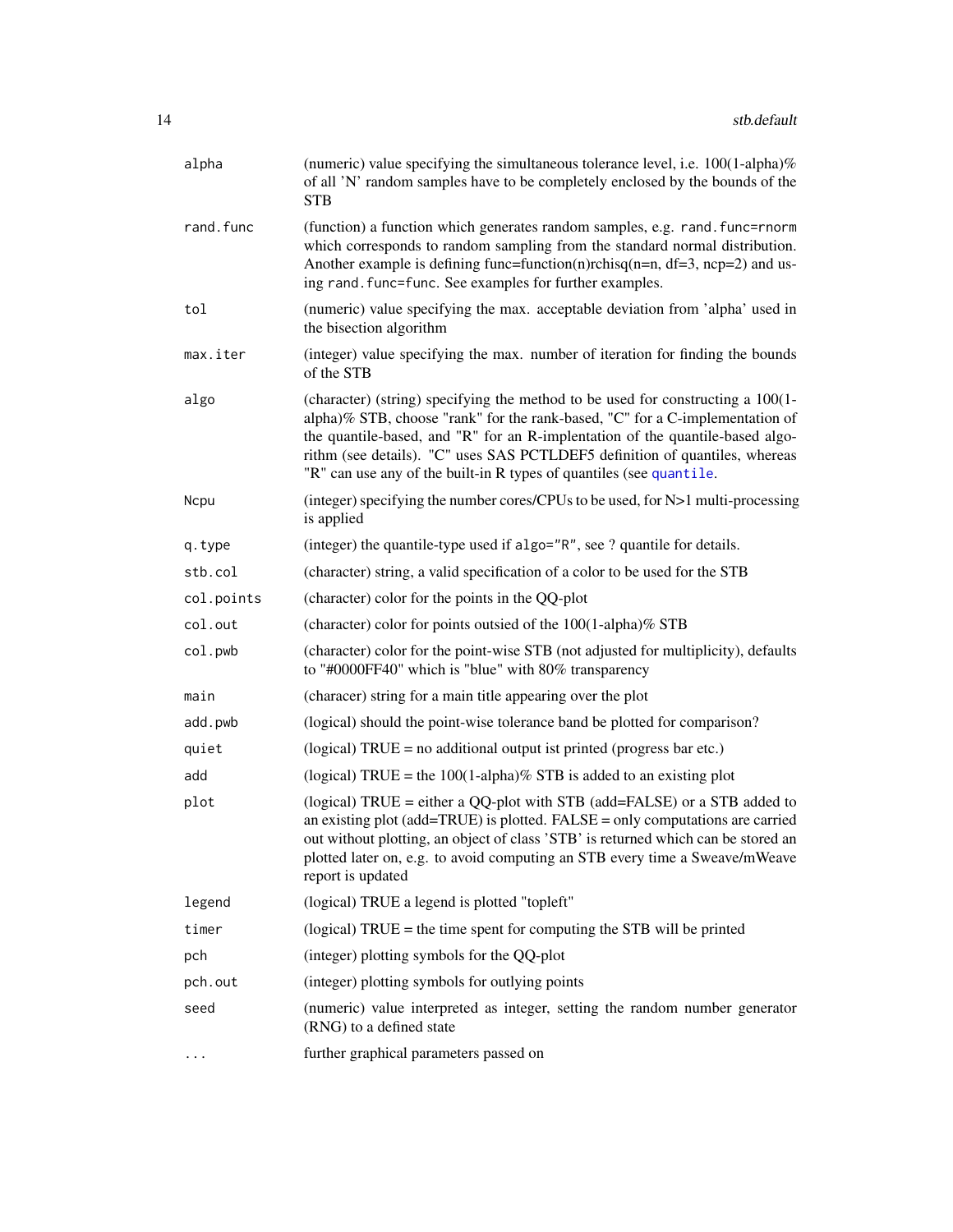| | |
|---|---|
| `alpha` | (numeric) value specifying the simultaneous tolerance level, i.e. 100(1-alpha)% of all 'N' random samples have to be completely enclosed by the bounds of the STB |
| `rand.func` | (function) a function which generates random samples, e.g. `rand.func=rnorm` which corresponds to random sampling from the standard normal distribution. Another example is defining func=function(n)rchisq(n=n, df=3, ncp=2) and using `rand.func=func`. See examples for further examples. |
| `tol` | (numeric) value specifying the max. acceptable deviation from 'alpha' used in the bisection algorithm |
| `max.iter` | (integer) value specifying the max. number of iteration for finding the bounds of the STB |
| `algo` | (character) (string) specifying the method to be used for constructing a 100(1-alpha)% STB, choose "rank" for the rank-based, "C" for a C-implementation of the quantile-based, and "R" for an R-implentation of the quantile-based algorithm (see details). "C" uses SAS PCTLDEF5 definition of quantiles, whereas "R" can use any of the built-in R types of quantiles (see `quantile`. |
| `Ncpu` | (integer) specifying the number cores/CPUs to be used, for N>1 multi-processing is applied |
| `q.type` | (integer) the quantile-type used if `algo="R"`, see ? quantile for details. |
| `stb.col` | (character) string, a valid specification of a color to be used for the STB |
| `col.points` | (character) color for the points in the QQ-plot |
| `col.out` | (character) color for points outsied of the 100(1-alpha)% STB |
| `col.pwb` | (character) color for the point-wise STB (not adjusted for multiplicity), defaults to "#0000FF40" which is "blue" with 80% transparency |
| `main` | (characer) string for a main title appearing over the plot |
| `add.pwb` | (logical) should the point-wise tolerance band be plotted for comparison? |
| `quiet` | (logical) TRUE = no additional output ist printed (progress bar etc.) |
| `add` | (logical) TRUE = the 100(1-alpha)% STB is added to an existing plot |
| `plot` | (logical) TRUE = either a QQ-plot with STB (add=FALSE) or a STB added to an existing plot (add=TRUE) is plotted. FALSE = only computations are carried out without plotting, an object of class 'STB' is returned which can be stored an plotted later on, e.g. to avoid computing an STB every time a Sweave/mWeave report is updated |
| `legend` | (logical) TRUE a legend is plotted "topleft" |
| `timer` | (logical) TRUE = the time spent for computing the STB will be printed |
| `pch` | (integer) plotting symbols for the QQ-plot |
| `pch.out` | (integer) plotting symbols for outlying points |
| `seed` | (numeric) value interpreted as integer, setting the random number generator (RNG) to a defined state |
| `...` | further graphical parameters passed on |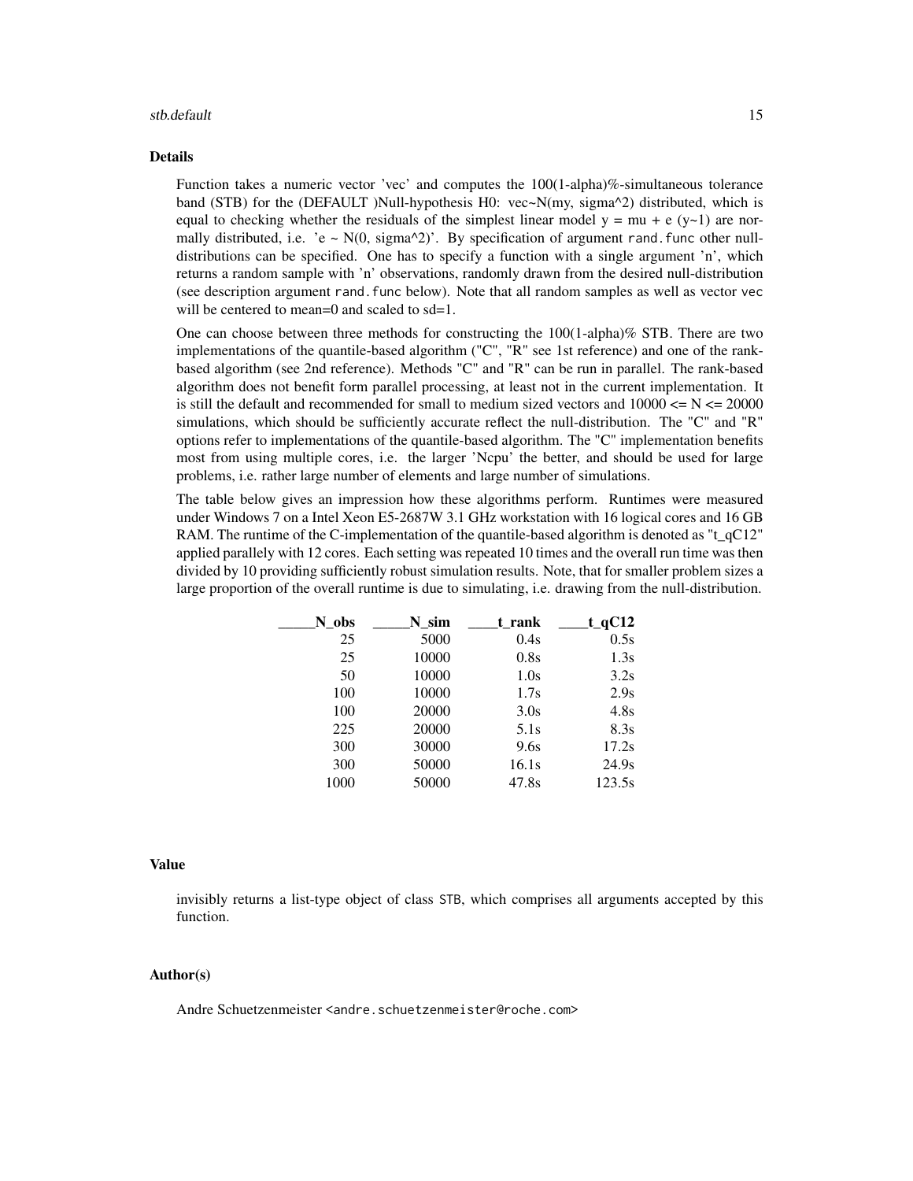### Details

Function takes a numeric vector 'vec' and computes the 100(1-alpha)%-simultaneous tolerance band (STB) for the (DEFAULT )Null-hypothesis H0: vec~N(my, sigma^2) distributed, which is equal to checking whether the residuals of the simplest linear model y = mu + e (y~1) are normally distributed, i.e. 'e ~ N(0, sigma^2)'. By specification of argument `rand.func` other null-distributions can be specified. One has to specify a function with a single argument 'n', which returns a random sample with 'n' observations, randomly drawn from the desired null-distribution (see description argument `rand.func` below). Note that all random samples as well as vector `vec` will be centered to mean=0 and scaled to sd=1.

One can choose between three methods for constructing the 100(1-alpha)% STB. There are two implementations of the quantile-based algorithm ("C", "R" see 1st reference) and one of the rank-based algorithm (see 2nd reference). Methods "C" and "R" can be run in parallel. The rank-based algorithm does not benefit form parallel processing, at least not in the current implementation. It is still the default and recommended for small to medium sized vectors and 10000 <= N <= 20000 simulations, which should be sufficiently accurate reflect the null-distribution. The "C" and "R" options refer to implementations of the quantile-based algorithm. The "C" implementation benefits most from using multiple cores, i.e. the larger 'Ncpu' the better, and should be used for large problems, i.e. rather large number of elements and large number of simulations.

The table below gives an impression how these algorithms perform. Runtimes were measured under Windows 7 on a Intel Xeon E5-2687W 3.1 GHz workstation with 16 logical cores and 16 GB RAM. The runtime of the C-implementation of the quantile-based algorithm is denoted as "t_qC12" applied parallely with 12 cores. Each setting was repeated 10 times and the overall run time was then divided by 10 providing sufficiently robust simulation results. Note, that for smaller problem sizes a large proportion of the overall runtime is due to simulating, i.e. drawing from the null-distribution.

| _____N_obs | _____N_sim | ____t_rank | ____t_qC12 |
|---:|---:|---:|---:|
| 25 | 5000 | 0.4s | 0.5s |
| 25 | 10000 | 0.8s | 1.3s |
| 50 | 10000 | 1.0s | 3.2s |
| 100 | 10000 | 1.7s | 2.9s |
| 100 | 20000 | 3.0s | 4.8s |
| 225 | 20000 | 5.1s | 8.3s |
| 300 | 30000 | 9.6s | 17.2s |
| 300 | 50000 | 16.1s | 24.9s |
| 1000 | 50000 | 47.8s | 123.5s |

### Value

invisibly returns a list-type object of class `STB`, which comprises all arguments accepted by this function.

### Author(s)

Andre Schuetzenmeister <andre.schuetzenmeister@roche.com>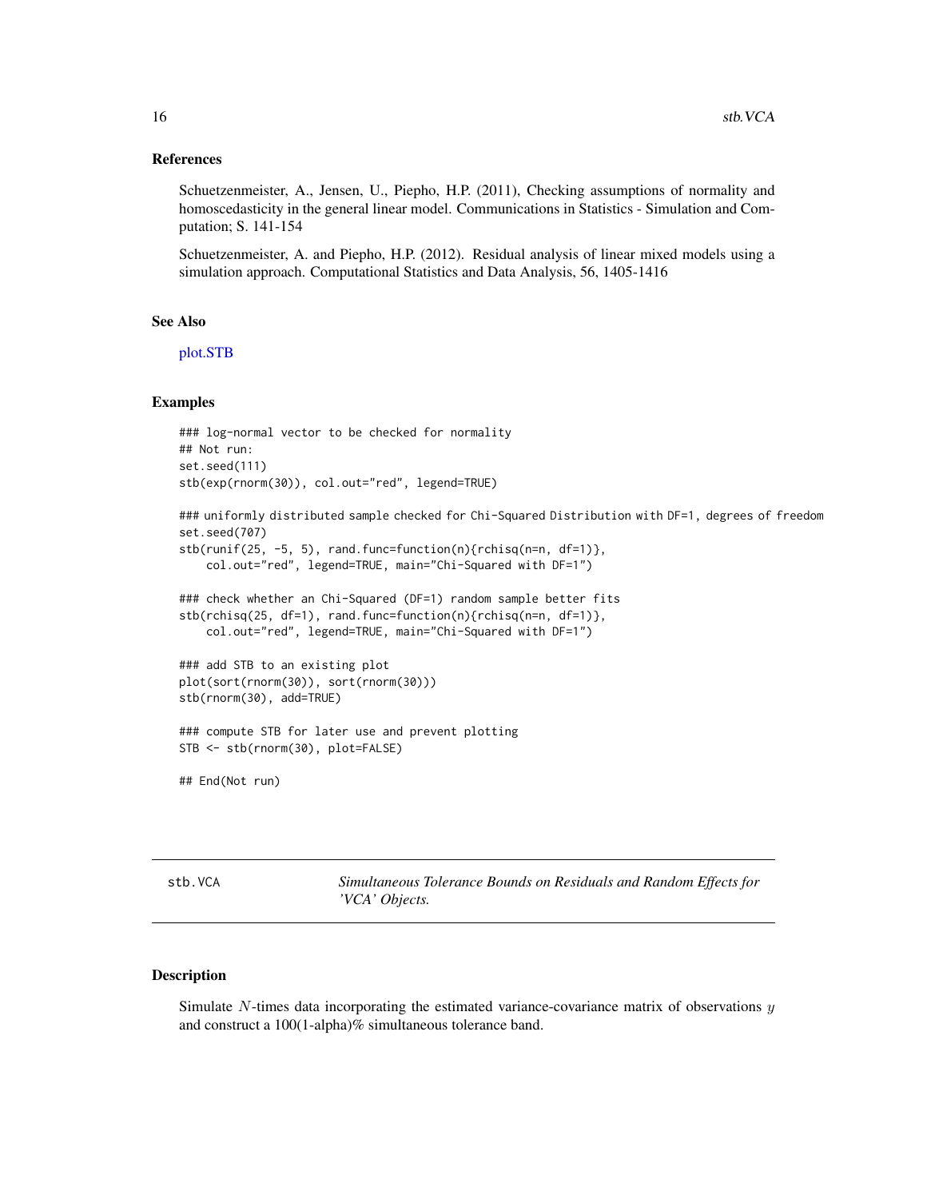## References

Schuetzenmeister, A., Jensen, U., Piepho, H.P. (2011), Checking assumptions of normality and homoscedasticity in the general linear model. Communications in Statistics - Simulation and Computation; S. 141-154

Schuetzenmeister, A. and Piepho, H.P. (2012). Residual analysis of linear mixed models using a simulation approach. Computational Statistics and Data Analysis, 56, 1405-1416

## See Also

plot.STB

## Examples

```
### log-normal vector to be checked for normality
## Not run:
set.seed(111)
stb(exp(rnorm(30)), col.out="red", legend=TRUE)

### uniformly distributed sample checked for Chi-Squared Distribution with DF=1, degrees of freedom
set.seed(707)
stb(runif(25, -5, 5), rand.func=function(n){rchisq(n=n, df=1)},
    col.out="red", legend=TRUE, main="Chi-Squared with DF=1")

### check whether an Chi-Squared (DF=1) random sample better fits
stb(rchisq(25, df=1), rand.func=function(n){rchisq(n=n, df=1)},
    col.out="red", legend=TRUE, main="Chi-Squared with DF=1")

### add STB to an existing plot
plot(sort(rnorm(30)), sort(rnorm(30)))
stb(rnorm(30), add=TRUE)

### compute STB for later use and prevent plotting
STB <- stb(rnorm(30), plot=FALSE)

## End(Not run)
```

---

# stb.VCA — *Simultaneous Tolerance Bounds on Residuals and Random Effects for 'VCA' Objects.*

## Description

Simulate $N$-times data incorporating the estimated variance-covariance matrix of observations $y$ and construct a 100(1-alpha)% simultaneous tolerance band.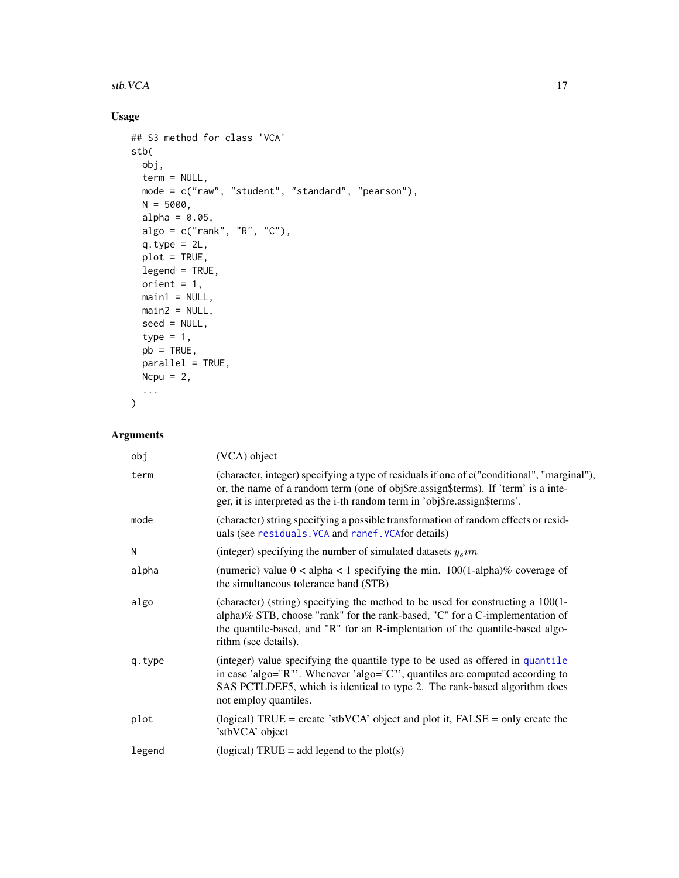## Usage

```
## S3 method for class 'VCA'
stb(
  obj,
  term = NULL,
  mode = c("raw", "student", "standard", "pearson"),
  N = 5000,
  alpha = 0.05,
  algo = c("rank", "R", "C"),
  q.type = 2L,
  plot = TRUE,
  legend = TRUE,
  orient = 1,
  main1 = NULL,
  main2 = NULL,
  seed = NULL,
  type = 1,
  pb = TRUE,
  parallel = TRUE,
  Ncpu = 2,
  ...
)
```

## Arguments

| | |
|---|---|
| `obj` | (VCA) object |
| `term` | (character, integer) specifying a type of residuals if one of c("conditional", "marginal"), or, the name of a random term (one of obj$re.assign$terms). If 'term' is a integer, it is interpreted as the i-th random term in 'obj$re.assign$terms'. |
| `mode` | (character) string specifying a possible transformation of random effects or residuals (see `residuals.VCA` and `ranef.VCA`for details) |
| `N` | (integer) specifying the number of simulated datasets $y_sim$ |
| `alpha` | (numeric) value 0 < alpha < 1 specifying the min. 100(1-alpha)% coverage of the simultaneous tolerance band (STB) |
| `algo` | (character) (string) specifying the method to be used for constructing a 100(1-alpha)% STB, choose "rank" for the rank-based, "C" for a C-implementation of the quantile-based, and "R" for an R-implentation of the quantile-based algorithm (see details). |
| `q.type` | (integer) value specifying the quantile type to be used as offered in `quantile` in case 'algo="R"'. Whenever 'algo="C"', quantiles are computed according to SAS PCTLDEF5, which is identical to type 2. The rank-based algorithm does not employ quantiles. |
| `plot` | (logical) TRUE = create 'stbVCA' object and plot it, FALSE = only create the 'stbVCA' object |
| `legend` | (logical) TRUE = add legend to the plot(s) |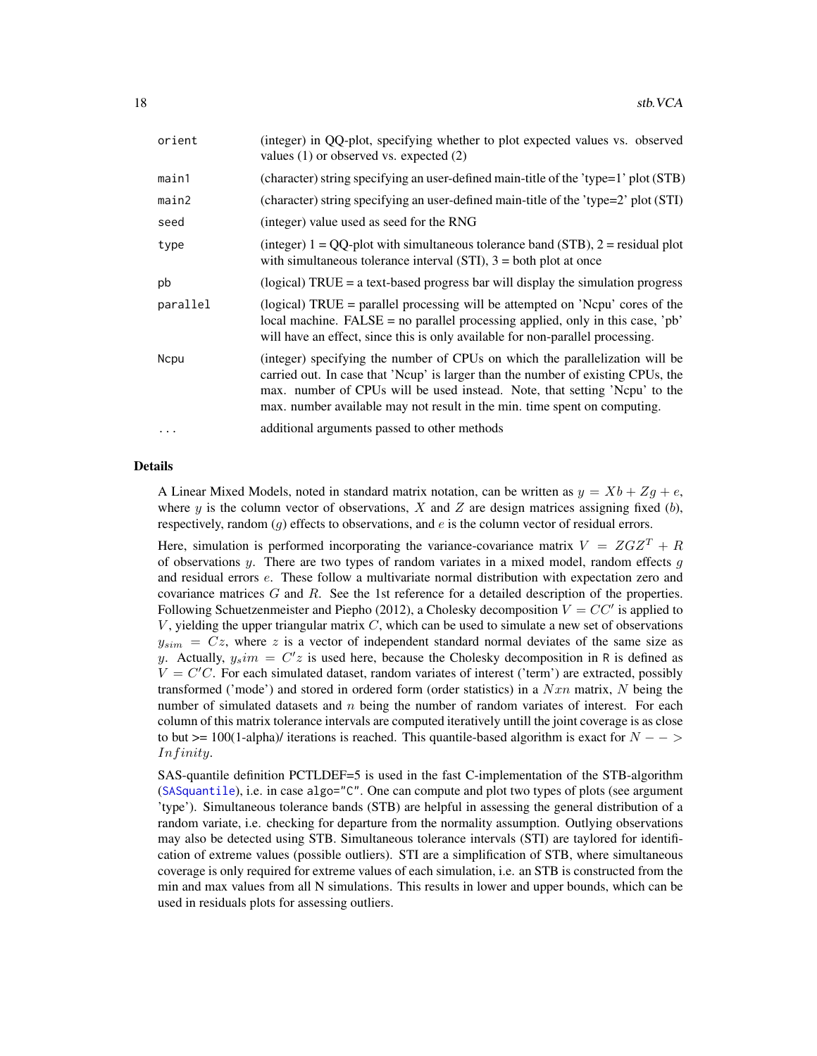| | |
|---|---|
| `orient` | (integer) in QQ-plot, specifying whether to plot expected values vs. observed values (1) or observed vs. expected (2) |
| `main1` | (character) string specifying an user-defined main-title of the 'type=1' plot (STB) |
| `main2` | (character) string specifying an user-defined main-title of the 'type=2' plot (STI) |
| `seed` | (integer) value used as seed for the RNG |
| `type` | (integer) 1 = QQ-plot with simultaneous tolerance band (STB), 2 = residual plot with simultaneous tolerance interval (STI), 3 = both plot at once |
| `pb` | (logical) TRUE = a text-based progress bar will display the simulation progress |
| `parallel` | (logical) TRUE = parallel processing will be attempted on 'Ncpu' cores of the local machine. FALSE = no parallel processing applied, only in this case, 'pb' will have an effect, since this is only available for non-parallel processing. |
| `Ncpu` | (integer) specifying the number of CPUs on which the parallelization will be carried out. In case that 'Ncup' is larger than the number of existing CPUs, the max. number of CPUs will be used instead. Note, that setting 'Ncpu' to the max. number available may not result in the min. time spent on computing. |
| `...` | additional arguments passed to other methods |

## Details

A Linear Mixed Models, noted in standard matrix notation, can be written as $y = Xb + Zg + e$, where $y$ is the column vector of observations, $X$ and $Z$ are design matrices assigning fixed ($b$), respectively, random ($g$) effects to observations, and $e$ is the column vector of residual errors.

Here, simulation is performed incorporating the variance-covariance matrix $V = ZGZ^T + R$ of observations $y$. There are two types of random variates in a mixed model, random effects $g$ and residual errors $e$. These follow a multivariate normal distribution with expectation zero and covariance matrices $G$ and $R$. See the 1st reference for a detailed description of the properties. Following Schuetzenmeister and Piepho (2012), a Cholesky decomposition $V = CC'$ is applied to $V$, yielding the upper triangular matrix $C$, which can be used to simulate a new set of observations $y_{sim} = Cz$, where $z$ is a vector of independent standard normal deviates of the same size as $y$. Actually, $y_sim = C'z$ is used here, because the Cholesky decomposition in R is defined as $V = C'C$. For each simulated dataset, random variates of interest ('term') are extracted, possibly transformed ('mode') and stored in ordered form (order statistics) in a $Nxn$ matrix, $N$ being the number of simulated datasets and $n$ being the number of random variates of interest. For each column of this matrix tolerance intervals are computed iteratively untill the joint coverage is as close to but >= 100(1-alpha)/ iterations is reached. This quantile-based algorithm is exact for $N --> Infinity$.

SAS-quantile definition PCTLDEF=5 is used in the fast C-implementation of the STB-algorithm (`SASquantile`), i.e. in case `algo="C"`. One can compute and plot two types of plots (see argument 'type'). Simultaneous tolerance bands (STB) are helpful in assessing the general distribution of a random variate, i.e. checking for departure from the normality assumption. Outlying observations may also be detected using STB. Simultaneous tolerance intervals (STI) are taylored for identification of extreme values (possible outliers). STI are a simplification of STB, where simultaneous coverage is only required for extreme values of each simulation, i.e. an STB is constructed from the min and max values from all N simulations. This results in lower and upper bounds, which can be used in residuals plots for assessing outliers.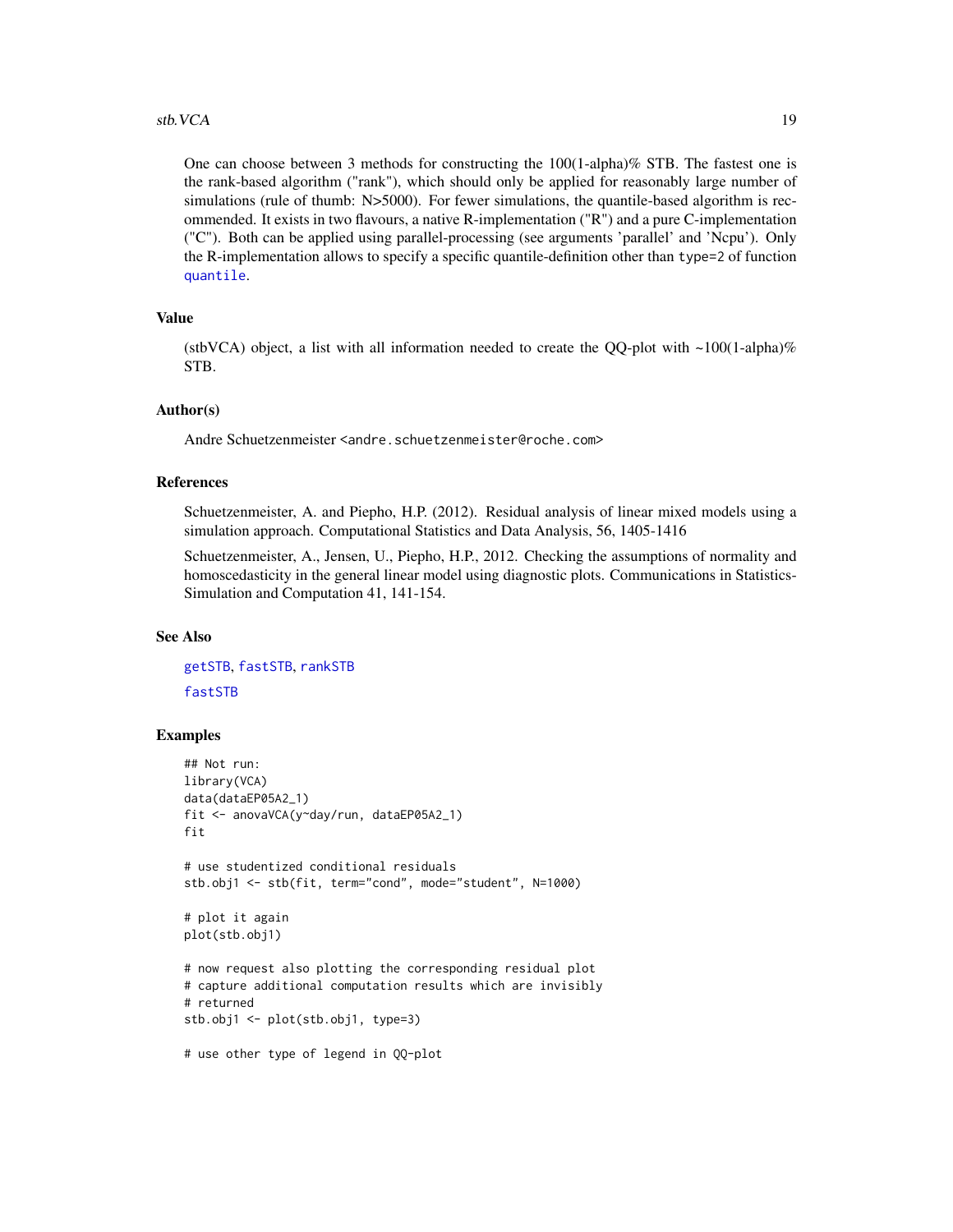One can choose between 3 methods for constructing the 100(1-alpha)% STB. The fastest one is the rank-based algorithm ("rank"), which should only be applied for reasonably large number of simulations (rule of thumb: N>5000). For fewer simulations, the quantile-based algorithm is recommended. It exists in two flavours, a native R-implementation ("R") and a pure C-implementation ("C"). Both can be applied using parallel-processing (see arguments 'parallel' and 'Ncpu'). Only the R-implementation allows to specify a specific quantile-definition other than `type=2` of function `quantile`.

### Value

(stbVCA) object, a list with all information needed to create the QQ-plot with ~100(1-alpha)% STB.

### Author(s)

Andre Schuetzenmeister <andre.schuetzenmeister@roche.com>

### References

Schuetzenmeister, A. and Piepho, H.P. (2012). Residual analysis of linear mixed models using a simulation approach. Computational Statistics and Data Analysis, 56, 1405-1416

Schuetzenmeister, A., Jensen, U., Piepho, H.P., 2012. Checking the assumptions of normality and homoscedasticity in the general linear model using diagnostic plots. Communications in Statistics-Simulation and Computation 41, 141-154.

### See Also

`getSTB`, `fastSTB`, `rankSTB`

`fastSTB`

### Examples

```
## Not run:
library(VCA)
data(dataEP05A2_1)
fit <- anovaVCA(y~day/run, dataEP05A2_1)
fit

# use studentized conditional residuals
stb.obj1 <- stb(fit, term="cond", mode="student", N=1000)

# plot it again
plot(stb.obj1)

# now request also plotting the corresponding residual plot
# capture additional computation results which are invisibly
# returned
stb.obj1 <- plot(stb.obj1, type=3)

# use other type of legend in QQ-plot
```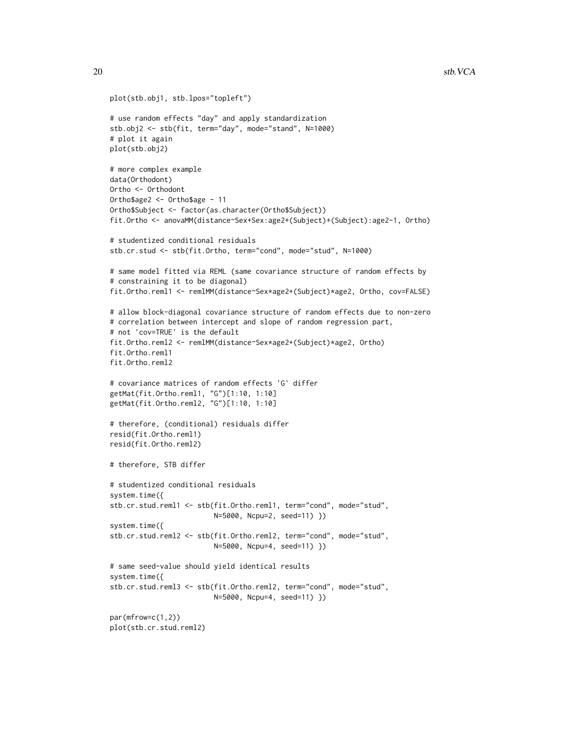```
plot(stb.obj1, stb.lpos="topleft")

# use random effects "day" and apply standardization
stb.obj2 <- stb(fit, term="day", mode="stand", N=1000)
# plot it again
plot(stb.obj2)

# more complex example
data(Orthodont)
Ortho <- Orthodont
Ortho$age2 <- Ortho$age - 11
Ortho$Subject <- factor(as.character(Ortho$Subject))
fit.Ortho <- anovaMM(distance~Sex+Sex:age2+(Subject)+(Subject):age2-1, Ortho)

# studentized conditional residuals
stb.cr.stud <- stb(fit.Ortho, term="cond", mode="stud", N=1000)

# same model fitted via REML (same covariance structure of random effects by
# constraining it to be diagonal)
fit.Ortho.reml1 <- remlMM(distance~Sex*age2+(Subject)*age2, Ortho, cov=FALSE)

# allow block-diagonal covariance structure of random effects due to non-zero
# correlation between intercept and slope of random regression part,
# not 'cov=TRUE' is the default
fit.Ortho.reml2 <- remlMM(distance~Sex*age2+(Subject)*age2, Ortho)
fit.Ortho.reml1
fit.Ortho.reml2

# covariance matrices of random effects 'G' differ
getMat(fit.Ortho.reml1, "G")[1:10, 1:10]
getMat(fit.Ortho.reml2, "G")[1:10, 1:10]

# therefore, (conditional) residuals differ
resid(fit.Ortho.reml1)
resid(fit.Ortho.reml2)

# therefore, STB differ

# studentized conditional residuals
system.time({
stb.cr.stud.reml1 <- stb(fit.Ortho.reml1, term="cond", mode="stud",
                        N=5000, Ncpu=2, seed=11) })
system.time({
stb.cr.stud.reml2 <- stb(fit.Ortho.reml2, term="cond", mode="stud",
                        N=5000, Ncpu=4, seed=11) })

# same seed-value should yield identical results
system.time({
stb.cr.stud.reml3 <- stb(fit.Ortho.reml2, term="cond", mode="stud",
                        N=5000, Ncpu=4, seed=11) })

par(mfrow=c(1,2))
plot(stb.cr.stud.reml2)
```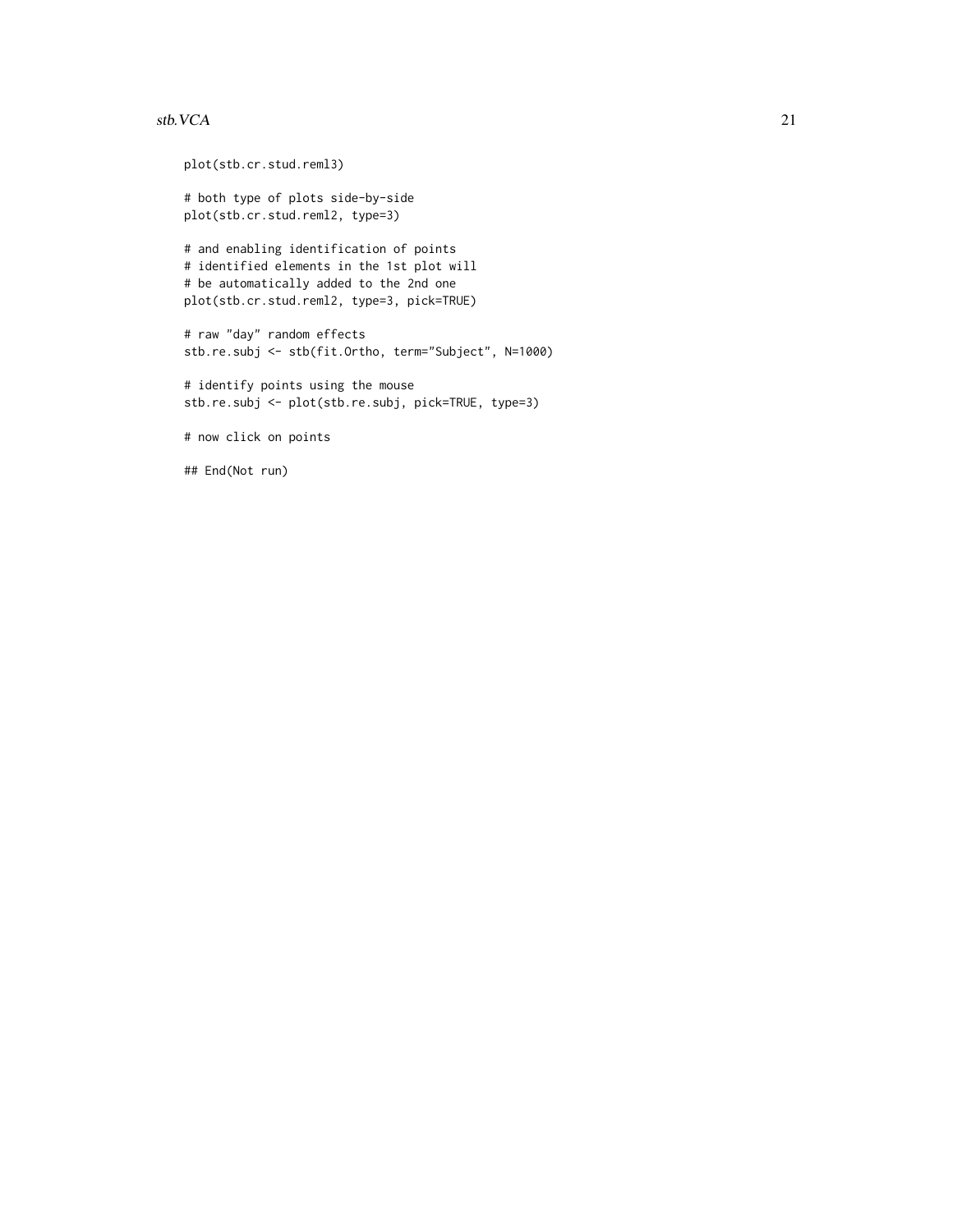```
plot(stb.cr.stud.reml3)

# both type of plots side-by-side
plot(stb.cr.stud.reml2, type=3)

# and enabling identification of points
# identified elements in the 1st plot will
# be automatically added to the 2nd one
plot(stb.cr.stud.reml2, type=3, pick=TRUE)

# raw "day" random effects
stb.re.subj <- stb(fit.Ortho, term="Subject", N=1000)

# identify points using the mouse
stb.re.subj <- plot(stb.re.subj, pick=TRUE, type=3)

# now click on points

## End(Not run)
```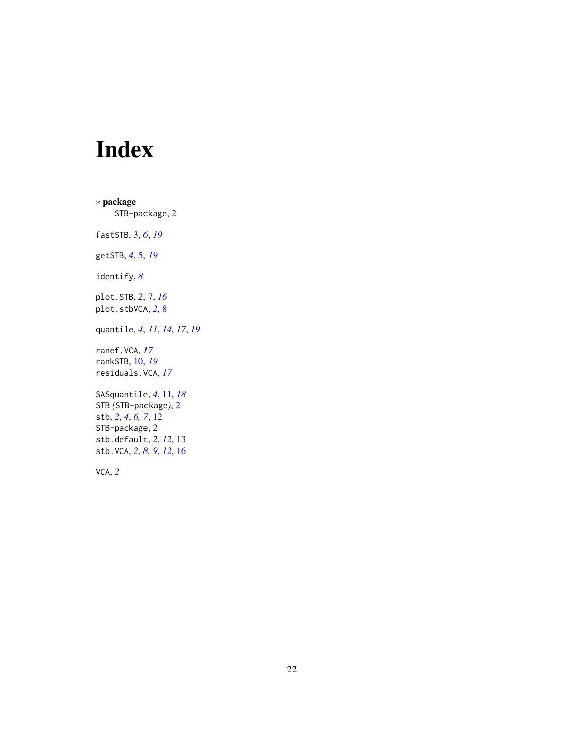# Index

* **package**
    STB-package, 2

fastSTB, 3, *6*, *19*

getSTB, *4*, 5, *19*

identify, *8*

plot.STB, *2*, 7, *16*
plot.stbVCA, *2*, 8

quantile, *4*, *11*, *14*, *17*, *19*

ranef.VCA, *17*
rankSTB, 10, *19*
residuals.VCA, *17*

SASquantile, *4*, 11, *18*
STB *(*STB-package*)*, 2
stb, *2*, *4*, *6, 7*, 12
STB-package, 2
stb.default, *2*, *12*, 13
stb.VCA, *2*, *8, 9*, *12*, 16

VCA, *2*